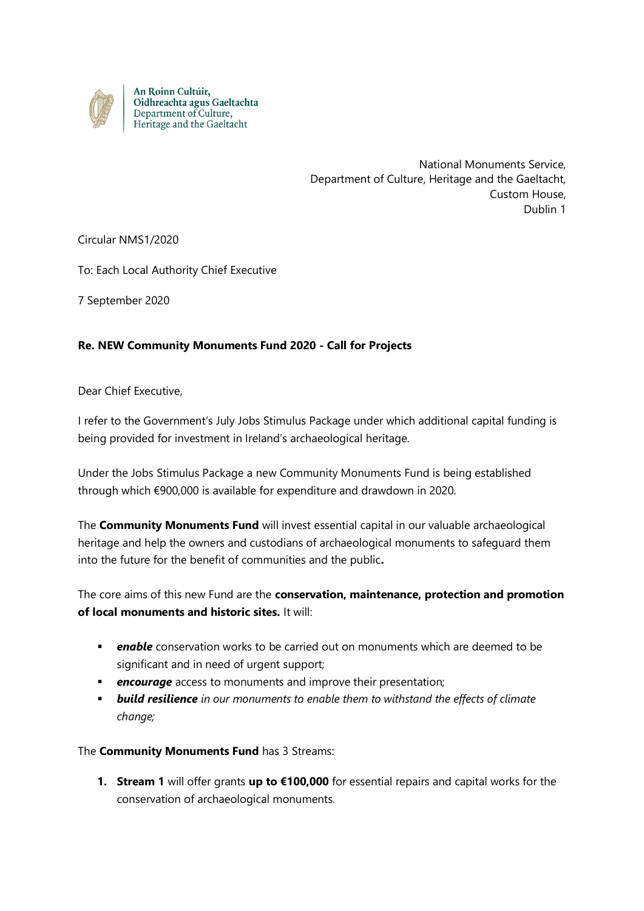An Roinn Cultúir,
Oidhreachta agus Gaeltachta
Department of Culture,
Heritage and the Gaeltacht

National Monuments Service,
Department of Culture, Heritage and the Gaeltacht,
Custom House,
Dublin 1

Circular NMS1/2020

To: Each Local Authority Chief Executive

7 September 2020

**Re. NEW Community Monuments Fund 2020 - Call for Projects**

Dear Chief Executive,

I refer to the Government's July Jobs Stimulus Package under which additional capital funding is being provided for investment in Ireland's archaeological heritage.

Under the Jobs Stimulus Package a new Community Monuments Fund is being established through which €900,000 is available for expenditure and drawdown in 2020.

The **Community Monuments Fund** will invest essential capital in our valuable archaeological heritage and help the owners and custodians of archaeological monuments to safeguard them into the future for the benefit of communities and the public**.**

The core aims of this new Fund are the **conservation, maintenance, protection and promotion of local monuments and historic sites.** It will:

- ***enable*** conservation works to be carried out on monuments which are deemed to be significant and in need of urgent support;
- ***encourage*** access to monuments and improve their presentation;
- ***build resilience*** *in our monuments to enable them to withstand the effects of climate change;*

The **Community Monuments Fund** has 3 Streams:

1. **Stream 1** will offer grants **up to €100,000** for essential repairs and capital works for the conservation of archaeological monuments.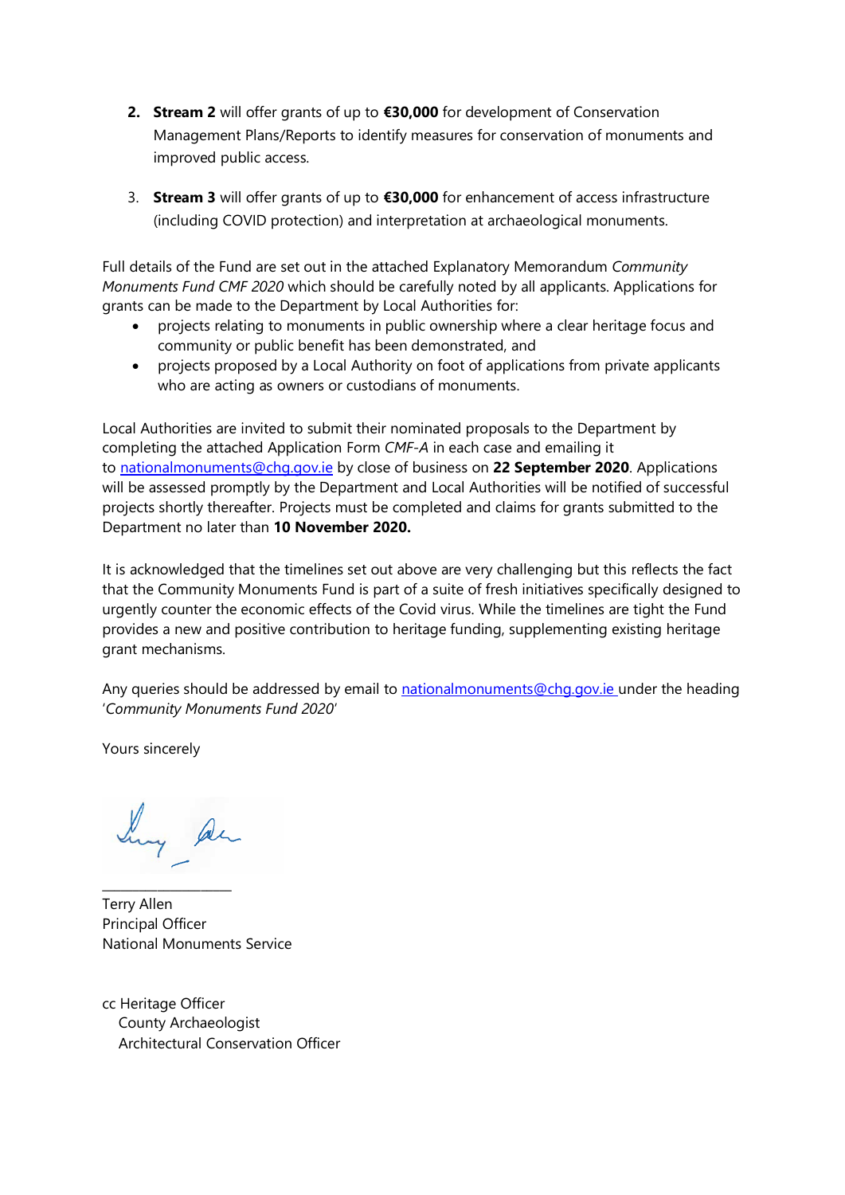2. **Stream 2** will offer grants of up to **€30,000** for development of Conservation Management Plans/Reports to identify measures for conservation of monuments and improved public access.

3. **Stream 3** will offer grants of up to **€30,000** for enhancement of access infrastructure (including COVID protection) and interpretation at archaeological monuments.

Full details of the Fund are set out in the attached Explanatory Memorandum *Community Monuments Fund CMF 2020* which should be carefully noted by all applicants. Applications for grants can be made to the Department by Local Authorities for:

- projects relating to monuments in public ownership where a clear heritage focus and community or public benefit has been demonstrated, and
- projects proposed by a Local Authority on foot of applications from private applicants who are acting as owners or custodians of monuments.

Local Authorities are invited to submit their nominated proposals to the Department by completing the attached Application Form *CMF-A* in each case and emailing it to nationalmonuments@chg.gov.ie by close of business on **22 September 2020**. Applications will be assessed promptly by the Department and Local Authorities will be notified of successful projects shortly thereafter. Projects must be completed and claims for grants submitted to the Department no later than **10 November 2020.**

It is acknowledged that the timelines set out above are very challenging but this reflects the fact that the Community Monuments Fund is part of a suite of fresh initiatives specifically designed to urgently counter the economic effects of the Covid virus. While the timelines are tight the Fund provides a new and positive contribution to heritage funding, supplementing existing heritage grant mechanisms.

Any queries should be addressed by email to nationalmonuments@chg.gov.ie under the heading '*Community Monuments Fund 2020*'

Yours sincerely

\_\_\_\_\_\_\_\_\_\_\_\_\_\_\_\_\_\_\_

Terry Allen
Principal Officer
National Monuments Service

cc Heritage Officer
County Archaeologist
Architectural Conservation Officer